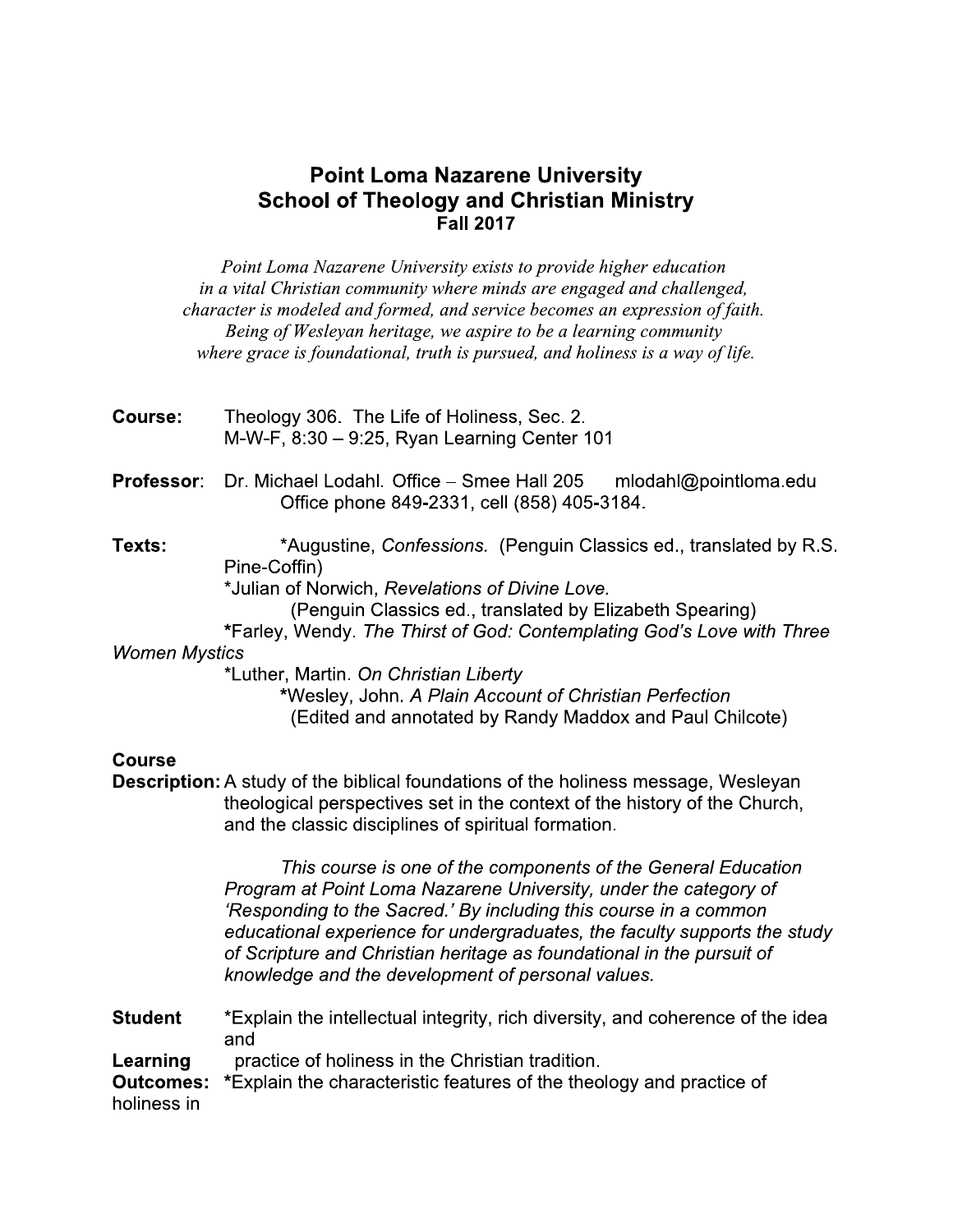# Point Loma Nazarene University
## School of Theology and Christian Ministry
### Fall 2017

*Point Loma Nazarene University exists to provide higher education in a vital Christian community where minds are engaged and challenged, character is modeled and formed, and service becomes an expression of faith. Being of Wesleyan heritage, we aspire to be a learning community where grace is foundational, truth is pursued, and holiness is a way of life.*

**Course:** Theology 306. The Life of Holiness, Sec. 2.
M-W-F, 8:30 – 9:25, Ryan Learning Center 101

**Professor**: Dr. Michael Lodahl. Office – Smee Hall 205 mlodahl@pointloma.edu
Office phone 849-2331, cell (858) 405-3184.

**Texts:**

*Augustine, *Confessions.* (Penguin Classics ed., translated by R.S. Pine-Coffin)
*Julian of Norwich, *Revelations of Divine Love.* (Penguin Classics ed., translated by Elizabeth Spearing)
*Farley, Wendy. *The Thirst of God: Contemplating God's Love with Three Women Mystics*
*Luther, Martin. *On Christian Liberty*
*Wesley, John. *A Plain Account of Christian Perfection* (Edited and annotated by Randy Maddox and Paul Chilcote)

**Course Description:** A study of the biblical foundations of the holiness message, Wesleyan theological perspectives set in the context of the history of the Church, and the classic disciplines of spiritual formation.

*This course is one of the components of the General Education Program at Point Loma Nazarene University, under the category of 'Responding to the Sacred.' By including this course in a common educational experience for undergraduates, the faculty supports the study of Scripture and Christian heritage as foundational in the pursuit of knowledge and the development of personal values.*

**Student Learning Outcomes:**

*Explain the intellectual integrity, rich diversity, and coherence of the idea and practice of holiness in the Christian tradition.
*Explain the characteristic features of the theology and practice of holiness in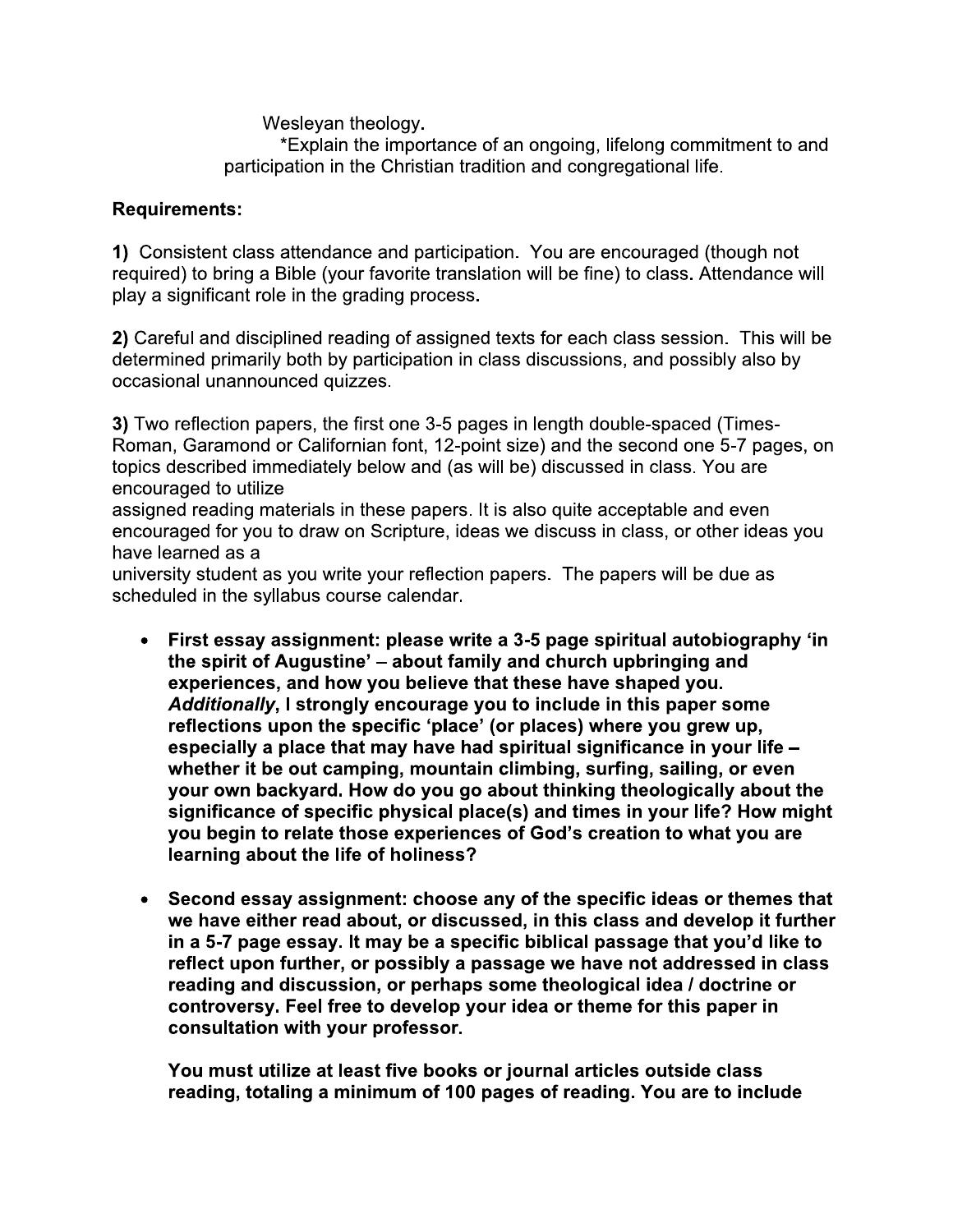Wesleyan theology.

*Explain the importance of an ongoing, lifelong commitment to and participation in the Christian tradition and congregational life.

**Requirements:**

**1)** Consistent class attendance and participation. You are encouraged (though not required) to bring a Bible (your favorite translation will be fine) to class. Attendance will play a significant role in the grading process.

**2)** Careful and disciplined reading of assigned texts for each class session. This will be determined primarily both by participation in class discussions, and possibly also by occasional unannounced quizzes.

**3)** Two reflection papers, the first one 3-5 pages in length double-spaced (Times-Roman, Garamond or Californian font, 12-point size) and the second one 5-7 pages, on topics described immediately below and (as will be) discussed in class. You are encouraged to utilize assigned reading materials in these papers. It is also quite acceptable and even encouraged for you to draw on Scripture, ideas we discuss in class, or other ideas you have learned as a university student as you write your reflection papers. The papers will be due as scheduled in the syllabus course calendar.

- **First essay assignment: please write a 3-5 page spiritual autobiography 'in the spirit of Augustine' – about family and church upbringing and experiences, and how you believe that these have shaped you. *Additionally*, I strongly encourage you to include in this paper some reflections upon the specific 'place' (or places) where you grew up, especially a place that may have had spiritual significance in your life – whether it be out camping, mountain climbing, surfing, sailing, or even your own backyard. How do you go about thinking theologically about the significance of specific physical place(s) and times in your life? How might you begin to relate those experiences of God's creation to what you are learning about the life of holiness?**

- **Second essay assignment: choose any of the specific ideas or themes that we have either read about, or discussed, in this class and develop it further in a 5-7 page essay. It may be a specific biblical passage that you'd like to reflect upon further, or possibly a passage we have not addressed in class reading and discussion, or perhaps some theological idea / doctrine or controversy. Feel free to develop your idea or theme for this paper in consultation with your professor.**

  **You must utilize at least five books or journal articles outside class reading, totaling a minimum of 100 pages of reading. You are to include**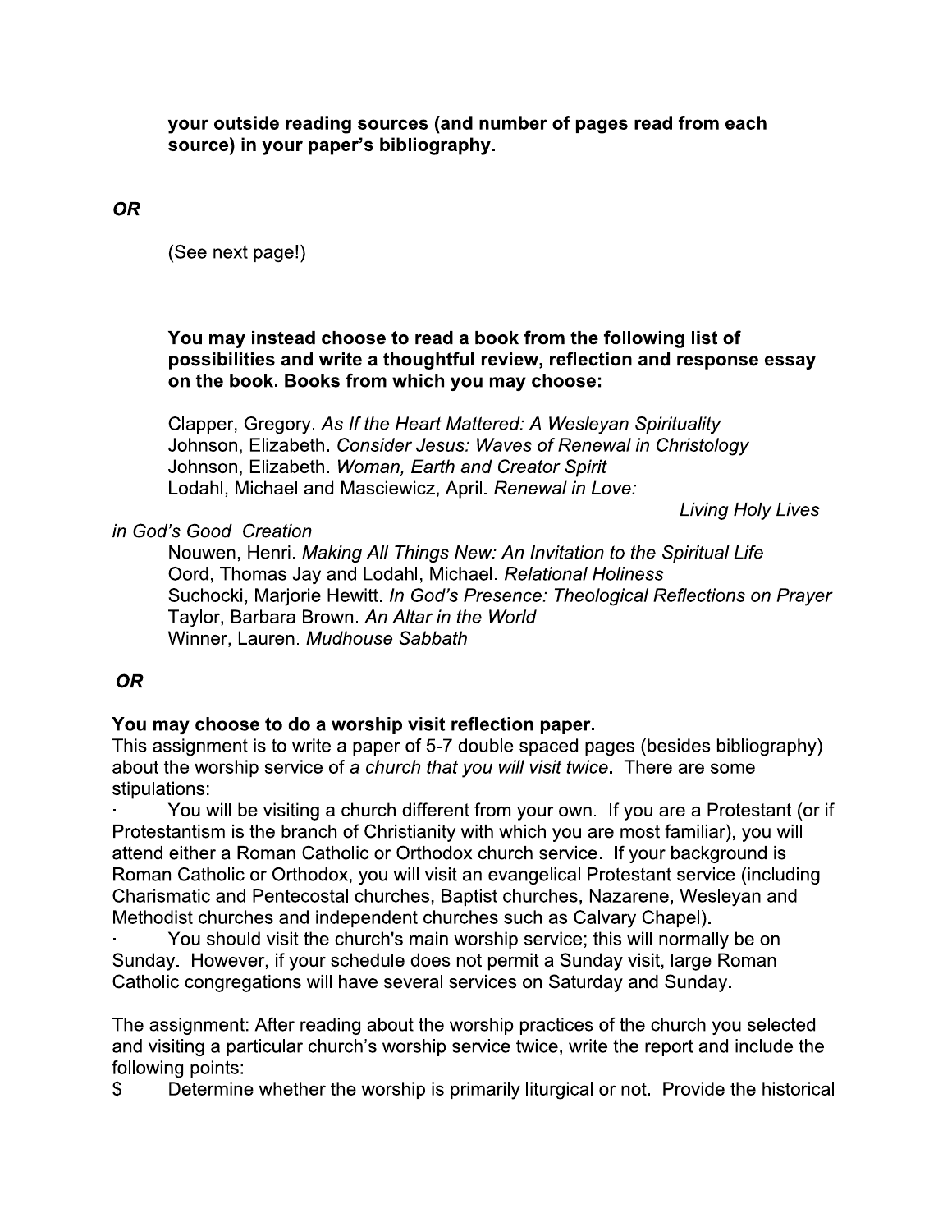**your outside reading sources (and number of pages read from each source) in your paper's bibliography.**

***OR***

(See next page!)

**You may instead choose to read a book from the following list of possibilities and write a thoughtful review, reflection and response essay on the book. Books from which you may choose:**

Clapper, Gregory. *As If the Heart Mattered: A Wesleyan Spirituality*
Johnson, Elizabeth. *Consider Jesus: Waves of Renewal in Christology*
Johnson, Elizabeth. *Woman, Earth and Creator Spirit*
Lodahl, Michael and Masciewicz, April. *Renewal in Love: Living Holy Lives in God's Good Creation*
Nouwen, Henri. *Making All Things New: An Invitation to the Spiritual Life*
Oord, Thomas Jay and Lodahl, Michael. *Relational Holiness*
Suchocki, Marjorie Hewitt. *In God's Presence: Theological Reflections on Prayer*
Taylor, Barbara Brown. *An Altar in the World*
Winner, Lauren. *Mudhouse Sabbath*

***OR***

**You may choose to do a worship visit reflection paper.**
This assignment is to write a paper of 5-7 double spaced pages (besides bibliography) about the worship service of *a church that you will visit twice*. There are some stipulations:

· You will be visiting a church different from your own. If you are a Protestant (or if Protestantism is the branch of Christianity with which you are most familiar), you will attend either a Roman Catholic or Orthodox church service. If your background is Roman Catholic or Orthodox, you will visit an evangelical Protestant service (including Charismatic and Pentecostal churches, Baptist churches, Nazarene, Wesleyan and Methodist churches and independent churches such as Calvary Chapel).

· You should visit the church's main worship service; this will normally be on Sunday. However, if your schedule does not permit a Sunday visit, large Roman Catholic congregations will have several services on Saturday and Sunday.

The assignment: After reading about the worship practices of the church you selected and visiting a particular church's worship service twice, write the report and include the following points:

$ Determine whether the worship is primarily liturgical or not. Provide the historical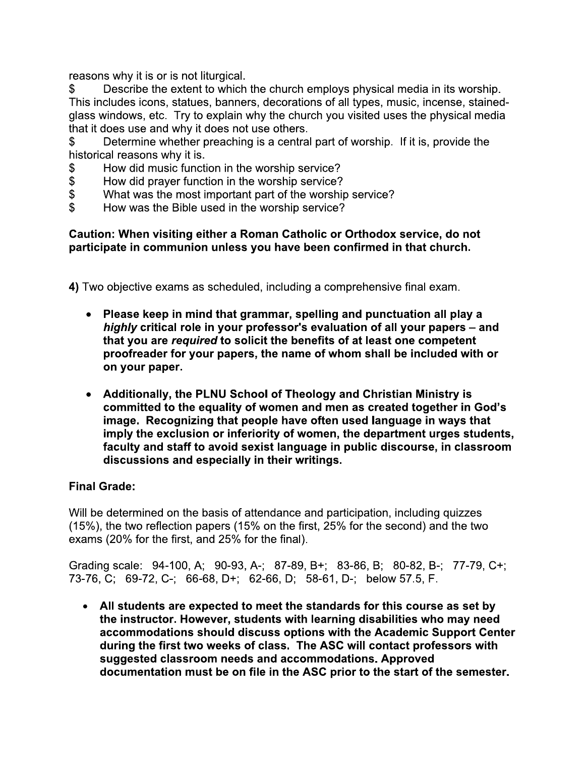reasons why it is or is not liturgical.

$ Describe the extent to which the church employs physical media in its worship. This includes icons, statues, banners, decorations of all types, music, incense, stained-glass windows, etc. Try to explain why the church you visited uses the physical media that it does use and why it does not use others.

$ Determine whether preaching is a central part of worship. If it is, provide the historical reasons why it is.

$ How did music function in the worship service?

$ How did prayer function in the worship service?

$ What was the most important part of the worship service?

$ How was the Bible used in the worship service?

**Caution: When visiting either a Roman Catholic or Orthodox service, do not participate in communion unless you have been confirmed in that church.**

**4)** Two objective exams as scheduled, including a comprehensive final exam.

- **Please keep in mind that grammar, spelling and punctuation all play a *highly* critical role in your professor's evaluation of all your papers – and that you are *required* to solicit the benefits of at least one competent proofreader for your papers, the name of whom shall be included with or on your paper.**

- **Additionally, the PLNU School of Theology and Christian Ministry is committed to the equality of women and men as created together in God's image. Recognizing that people have often used language in ways that imply the exclusion or inferiority of women, the department urges students, faculty and staff to avoid sexist language in public discourse, in classroom discussions and especially in their writings.**

**Final Grade:**

Will be determined on the basis of attendance and participation, including quizzes (15%), the two reflection papers (15% on the first, 25% for the second) and the two exams (20% for the first, and 25% for the final).

Grading scale: 94-100, A; 90-93, A-; 87-89, B+; 83-86, B; 80-82, B-; 77-79, C+; 73-76, C; 69-72, C-; 66-68, D+; 62-66, D; 58-61, D-; below 57.5, F.

- **All students are expected to meet the standards for this course as set by the instructor. However, students with learning disabilities who may need accommodations should discuss options with the Academic Support Center during the first two weeks of class. The ASC will contact professors with suggested classroom needs and accommodations. Approved documentation must be on file in the ASC prior to the start of the semester.**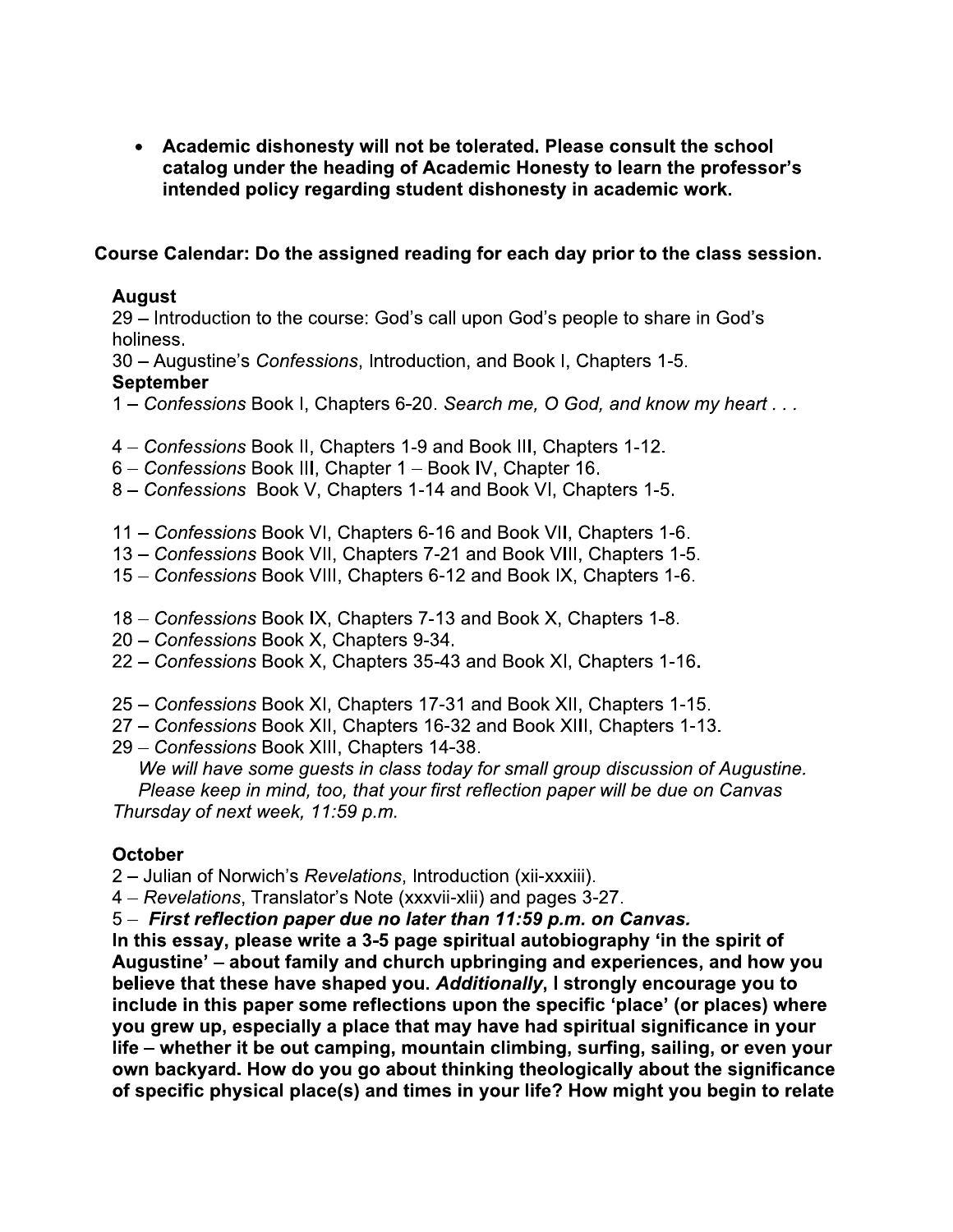- **Academic dishonesty will not be tolerated. Please consult the school catalog under the heading of Academic Honesty to learn the professor's intended policy regarding student dishonesty in academic work.**

**Course Calendar: Do the assigned reading for each day prior to the class session.**

**August**

29 – Introduction to the course: God's call upon God's people to share in God's holiness.
30 – Augustine's *Confessions*, Introduction, and Book I, Chapters 1-5.

**September**

1 – *Confessions* Book I, Chapters 6-20. *Search me, O God, and know my heart . . .*

4 – *Confessions* Book II, Chapters 1-9 and Book III, Chapters 1-12.
6 – *Confessions* Book III, Chapter 1 – Book IV, Chapter 16.
8 – *Confessions* Book V, Chapters 1-14 and Book VI, Chapters 1-5.

11 – *Confessions* Book VI, Chapters 6-16 and Book VII, Chapters 1-6.
13 – *Confessions* Book VII, Chapters 7-21 and Book VIII, Chapters 1-5.
15 – *Confessions* Book VIII, Chapters 6-12 and Book IX, Chapters 1-6.

18 – *Confessions* Book IX, Chapters 7-13 and Book X, Chapters 1-8.
20 – *Confessions* Book X, Chapters 9-34.
22 – *Confessions* Book X, Chapters 35-43 and Book XI, Chapters 1-16.

25 – *Confessions* Book XI, Chapters 17-31 and Book XII, Chapters 1-15.
27 – *Confessions* Book XII, Chapters 16-32 and Book XIII, Chapters 1-13.
29 – *Confessions* Book XIII, Chapters 14-38.
*We will have some guests in class today for small group discussion of Augustine. Please keep in mind, too, that your first reflection paper will be due on Canvas Thursday of next week, 11:59 p.m.*

**October**

2 – Julian of Norwich's *Revelations*, Introduction (xii-xxxiii).
4 – *Revelations*, Translator's Note (xxxvii-xlii) and pages 3-27.
5 – ***First reflection paper due no later than 11:59 p.m. on Canvas.***
**In this essay, please write a 3-5 page spiritual autobiography 'in the spirit of Augustine' – about family and church upbringing and experiences, and how you believe that these have shaped you. *Additionally*, I strongly encourage you to include in this paper some reflections upon the specific 'place' (or places) where you grew up, especially a place that may have had spiritual significance in your life – whether it be out camping, mountain climbing, surfing, sailing, or even your own backyard. How do you go about thinking theologically about the significance of specific physical place(s) and times in your life? How might you begin to relate**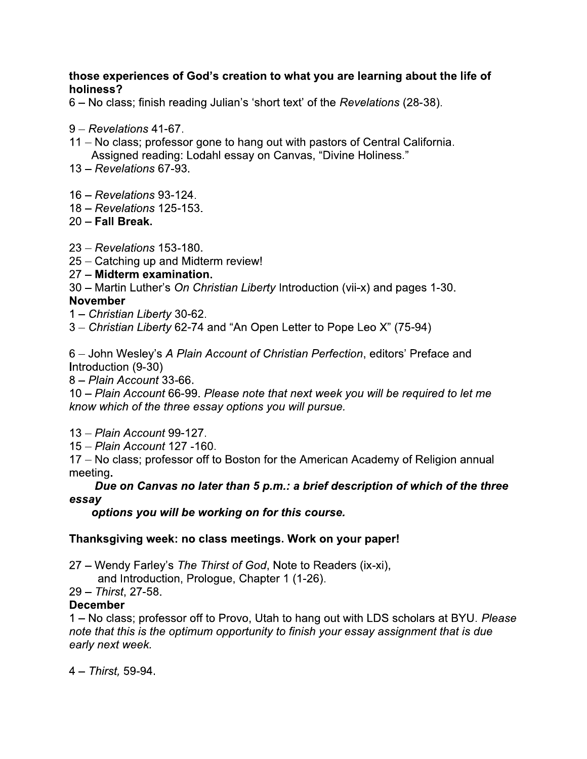**those experiences of God's creation to what you are learning about the life of holiness?**

6 – No class; finish reading Julian's 'short text' of the *Revelations* (28-38).

9 – *Revelations* 41-67.

11 – No class; professor gone to hang out with pastors of Central California.
Assigned reading: Lodahl essay on Canvas, "Divine Holiness."

13 – *Revelations* 67-93.

16 – *Revelations* 93-124.

18 – *Revelations* 125-153.

20 – **Fall Break.**

23 – *Revelations* 153-180.

25 – Catching up and Midterm review!

27 – **Midterm examination.**

30 – Martin Luther's *On Christian Liberty* Introduction (vii-x) and pages 1-30.

**November**

1 – *Christian Liberty* 30-62.

3 – *Christian Liberty* 62-74 and "An Open Letter to Pope Leo X" (75-94)

6 – John Wesley's *A Plain Account of Christian Perfection*, editors' Preface and Introduction (9-30)

8 – *Plain Account* 33-66.

10 – *Plain Account* 66-99. *Please note that next week you will be required to let me know which of the three essay options you will pursue.*

13 – *Plain Account* 99-127.

15 – *Plain Account* 127 -160.

17 – No class; professor off to Boston for the American Academy of Religion annual meeting.

***Due on Canvas no later than 5 p.m.: a brief description of which of the three essay options you will be working on for this course.***

**Thanksgiving week: no class meetings. Work on your paper!**

27 – Wendy Farley's *The Thirst of God*, Note to Readers (ix-xi), and Introduction, Prologue, Chapter 1 (1-26).

29 – *Thirst*, 27-58.

**December**

1 – No class; professor off to Provo, Utah to hang out with LDS scholars at BYU. *Please note that this is the optimum opportunity to finish your essay assignment that is due early next week.*

4 – *Thirst,* 59-94.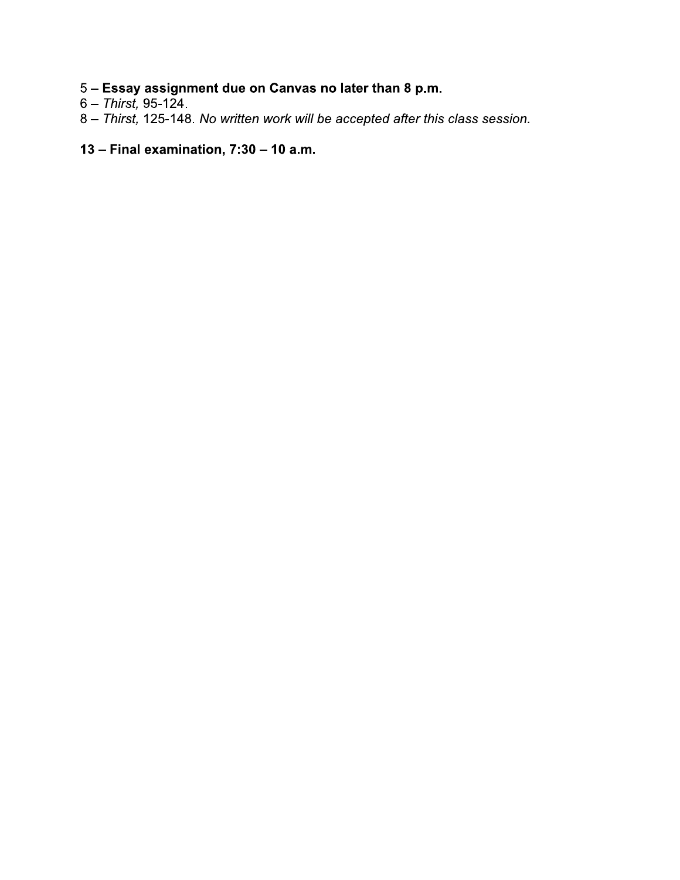5 – **Essay assignment due on Canvas no later than 8 p.m.**
6 – *Thirst,* 95-124.
8 – *Thirst,* 125-148. *No written work will be accepted after this class session.*

**13 – Final examination, 7:30 – 10 a.m.**